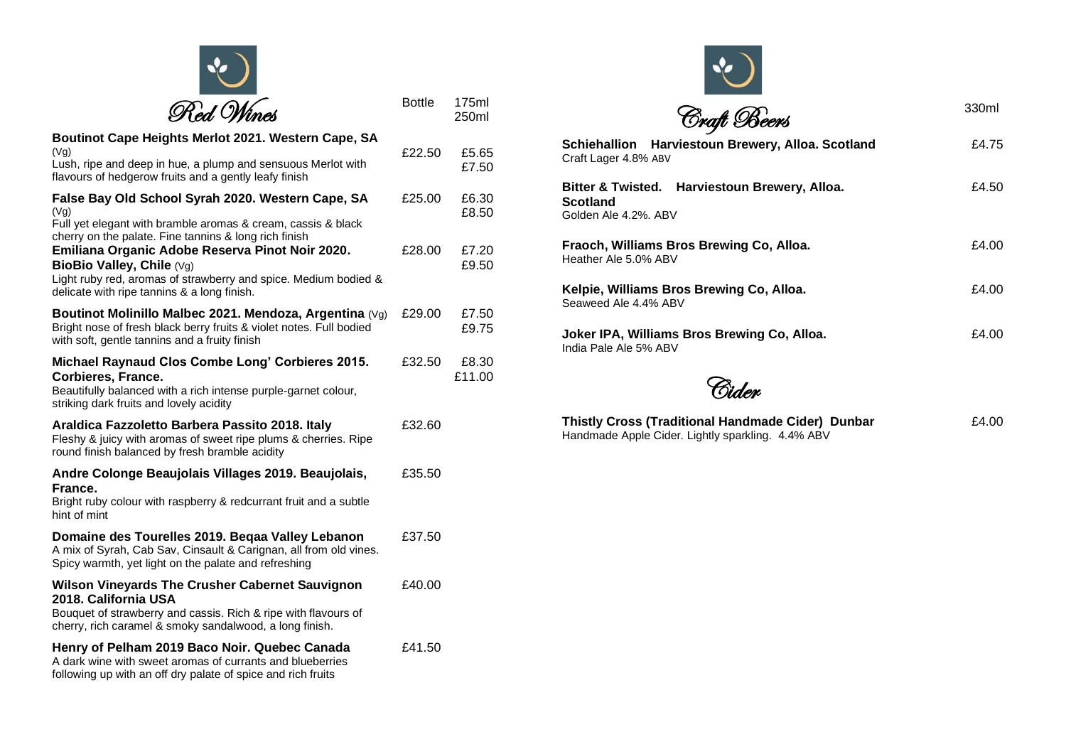## Red Wines

| | Bottle | 175ml / 250ml |
|---|---|---|
| **Boutinot Cape Heights Merlot 2021. Western Cape, SA** (Vg)<br>Lush, ripe and deep in hue, a plump and sensuous Merlot with flavours of hedgerow fruits and a gently leafy finish | £22.50 | £5.65 / £7.50 |
| **False Bay Old School Syrah 2020. Western Cape, SA** (Vg)<br>Full yet elegant with bramble aromas & cream, cassis & black cherry on the palate. Fine tannins & long rich finish | £25.00 | £6.30 / £8.50 |
| **Emiliana Organic Adobe Reserva Pinot Noir 2020. BioBio Valley, Chile** (Vg)<br>Light ruby red, aromas of strawberry and spice. Medium bodied & delicate with ripe tannins & a long finish. | £28.00 | £7.20 / £9.50 |
| **Boutinot Molinillo Malbec 2021. Mendoza, Argentina** (Vg)<br>Bright nose of fresh black berry fruits & violet notes. Full bodied with soft, gentle tannins and a fruity finish | £29.00 | £7.50 / £9.75 |
| **Michael Raynaud Clos Combe Long' Corbieres 2015. Corbieres, France.**<br>Beautifully balanced with a rich intense purple-garnet colour, striking dark fruits and lovely acidity | £32.50 | £8.30 / £11.00 |
| **Araldica Fazzoletto Barbera Passito 2018. Italy**<br>Fleshy & juicy with aromas of sweet ripe plums & cherries. Ripe round finish balanced by fresh bramble acidity | £32.60 | |
| **Andre Colonge Beaujolais Villages 2019. Beaujolais, France.**<br>Bright ruby colour with raspberry & redcurrant fruit and a subtle hint of mint | £35.50 | |
| **Domaine des Tourelles 2019. Beqaa Valley Lebanon**<br>A mix of Syrah, Cab Sav, Cinsault & Carignan, all from old vines. Spicy warmth, yet light on the palate and refreshing | £37.50 | |
| **Wilson Vineyards The Crusher Cabernet Sauvignon 2018. California USA**<br>Bouquet of strawberry and cassis. Rich & ripe with flavours of cherry, rich caramel & smoky sandalwood, a long finish. | £40.00 | |
| **Henry of Pelham 2019 Baco Noir. Quebec Canada**<br>A dark wine with sweet aromas of currants and blueberries following up with an off dry palate of spice and rich fruits | £41.50 | |

## Craft Beers

| | 330ml |
|---|---|
| **Schiehallion Harviestoun Brewery, Alloa. Scotland**<br>Craft Lager 4.8% ABV | £4.75 |
| **Bitter & Twisted. Harviestoun Brewery, Alloa. Scotland**<br>Golden Ale 4.2%. ABV | £4.50 |
| **Fraoch, Williams Bros Brewing Co, Alloa.**<br>Heather Ale 5.0% ABV | £4.00 |
| **Kelpie, Williams Bros Brewing Co, Alloa.**<br>Seaweed Ale 4.4% ABV | £4.00 |
| **Joker IPA, Williams Bros Brewing Co, Alloa.**<br>India Pale Ale 5% ABV | £4.00 |

## Cider

| | |
|---|---|
| **Thistly Cross (Traditional Handmade Cider) Dunbar**<br>Handmade Apple Cider. Lightly sparkling. 4.4% ABV | £4.00 |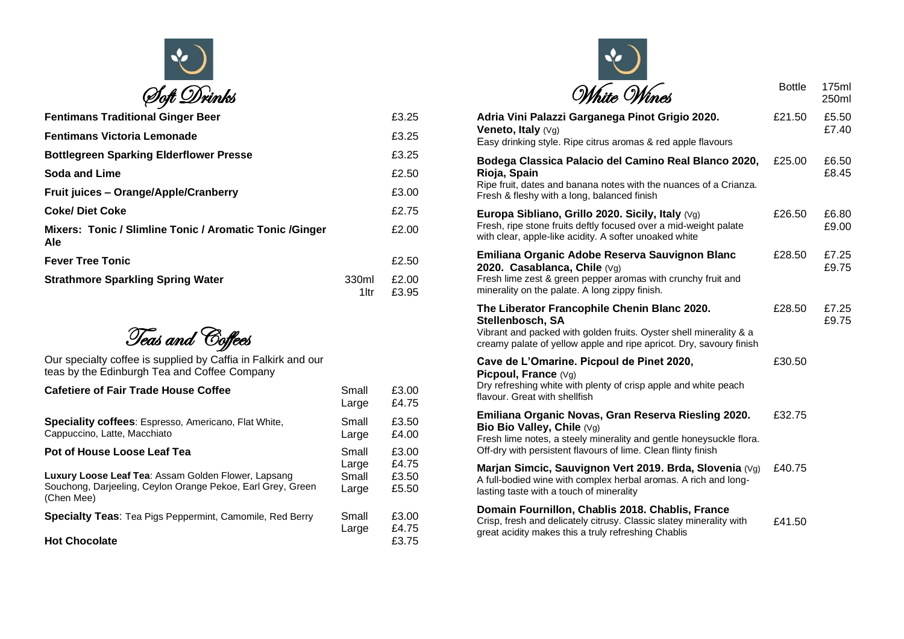## Soft Drinks

| Item | Size | Price |
|---|---|---|
| **Fentimans Traditional Ginger Beer** | | £3.25 |
| **Fentimans Victoria Lemonade** | | £3.25 |
| **Bottlegreen Sparking Elderflower Presse** | | £3.25 |
| **Soda and Lime** | | £2.50 |
| **Fruit juices – Orange/Apple/Cranberry** | | £3.00 |
| **Coke/ Diet Coke** | | £2.75 |
| **Mixers: Tonic / Slimline Tonic / Aromatic Tonic /Ginger Ale** | | £2.00 |
| **Fever Tree Tonic** | | £2.50 |
| **Strathmore Sparkling Spring Water** | 330ml | £2.00 |
| | 1ltr | £3.95 |

## Teas and Coffees

Our specialty coffee is supplied by Caffia in Falkirk and our teas by the Edinburgh Tea and Coffee Company

| Item | Size | Price |
|---|---|---|
| **Cafetiere of Fair Trade House Coffee** | Small | £3.00 |
| | Large | £4.75 |
| **Speciality coffees**: Espresso, Americano, Flat White, Cappuccino, Latte, Macchiato | Small | £3.50 |
| | Large | £4.00 |
| **Pot of House Loose Leaf Tea** | Small | £3.00 |
| | Large | £4.75 |
| **Luxury Loose Leaf Tea**: Assam Golden Flower, Lapsang Souchong, Darjeeling, Ceylon Orange Pekoe, Earl Grey, Green (Chen Mee) | Small | £3.50 |
| | Large | £5.50 |
| **Specialty Teas**: Tea Pigs Peppermint, Camomile, Red Berry | Small | £3.00 |
| | Large | £4.75 |
| **Hot Chocolate** | | £3.75 |

## White Wines

| Wine | Bottle | 175ml / 250ml |
|---|---|---|
| **Adria Vini Palazzi Garganega Pinot Grigio 2020. Veneto, Italy** (Vg)<br>Easy drinking style. Ripe citrus aromas & red apple flavours | £21.50 | £5.50<br>£7.40 |
| **Bodega Classica Palacio del Camino Real Blanco 2020, Rioja, Spain**<br>Ripe fruit, dates and banana notes with the nuances of a Crianza. Fresh & fleshy with a long, balanced finish | £25.00 | £6.50<br>£8.45 |
| **Europa Sibliano, Grillo 2020. Sicily, Italy** (Vg)<br>Fresh, ripe stone fruits deftly focused over a mid-weight palate with clear, apple-like acidity. A softer unoaked white | £26.50 | £6.80<br>£9.00 |
| **Emiliana Organic Adobe Reserva Sauvignon Blanc 2020. Casablanca, Chile** (Vg)<br>Fresh lime zest & green pepper aromas with crunchy fruit and minerality on the palate. A long zippy finish. | £28.50 | £7.25<br>£9.75 |
| **The Liberator Francophile Chenin Blanc 2020. Stellenbosch, SA**<br>Vibrant and packed with golden fruits. Oyster shell minerality & a creamy palate of yellow apple and ripe apricot. Dry, savoury finish | £28.50 | £7.25<br>£9.75 |
| **Cave de L'Omarine. Picpoul de Pinet 2020, Picpoul, France** (Vg)<br>Dry refreshing white with plenty of crisp apple and white peach flavour. Great with shellfish | £30.50 | |
| **Emiliana Organic Novas, Gran Reserva Riesling 2020. Bio Bio Valley, Chile** (Vg)<br>Fresh lime notes, a steely minerality and gentle honeysuckle flora. Off-dry with persistent flavours of lime. Clean flinty finish | £32.75 | |
| **Marjan Simcic, Sauvignon Vert 2019. Brda, Slovenia** (Vg)<br>A full-bodied wine with complex herbal aromas. A rich and long-lasting taste with a touch of minerality | £40.75 | |
| **Domain Fournillon, Chablis 2018. Chablis, France**<br>Crisp, fresh and delicately citrusy. Classic slatey minerality with great acidity makes this a truly refreshing Chablis | £41.50 | |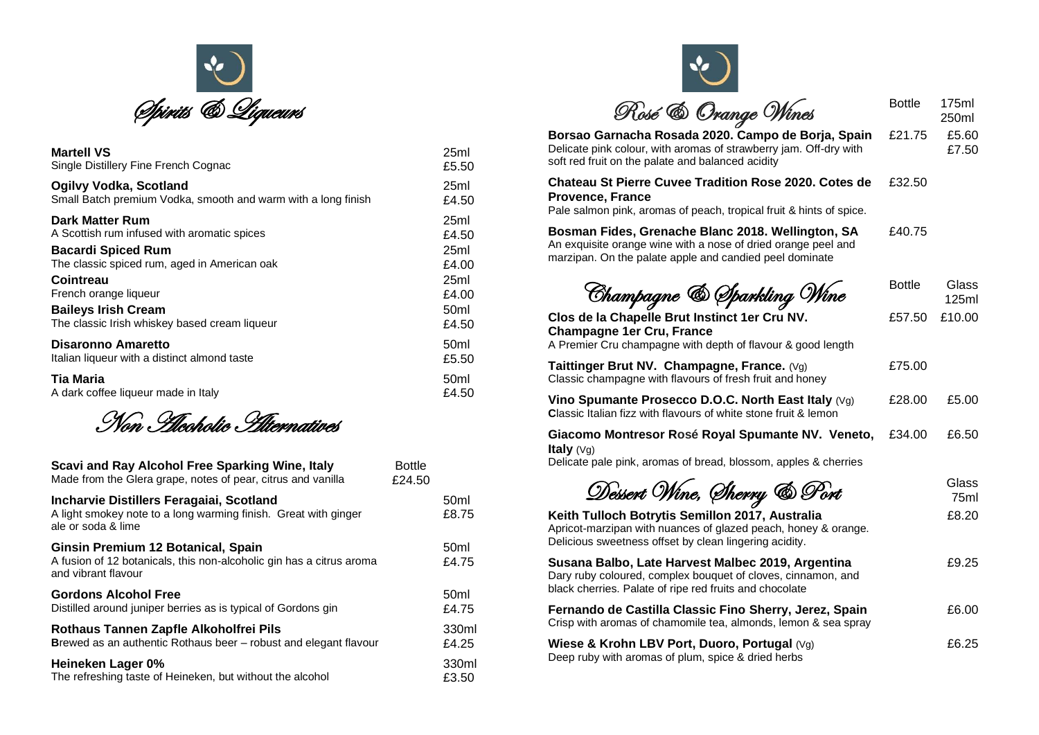## Spirits & Liqueurs

| Item | Measure | Price |
| --- | --- | --- |
| **Martell VS**<br>Single Distillery Fine French Cognac | 25ml | £5.50 |
| **Ogilvy Vodka, Scotland**<br>Small Batch premium Vodka, smooth and warm with a long finish | 25ml | £4.50 |
| **Dark Matter Rum**<br>A Scottish rum infused with aromatic spices | 25ml | £4.50 |
| **Bacardi Spiced Rum**<br>The classic spiced rum, aged in American oak | 25ml | £4.00 |
| **Cointreau**<br>French orange liqueur | 25ml | £4.00 |
| **Baileys Irish Cream**<br>The classic Irish whiskey based cream liqueur | 50ml | £4.50 |
| **Disaronno Amaretto**<br>Italian liqueur with a distinct almond taste | 50ml | £5.50 |
| **Tia Maria**<br>A dark coffee liqueur made in Italy | 50ml | £4.50 |

## Non Alcoholic Alternatives

| Item | Bottle | Measure | Price |
| --- | --- | --- | --- |
| **Scavi and Ray Alcohol Free Sparking Wine, Italy**<br>Made from the Glera grape, notes of pear, citrus and vanilla | £24.50 | | |
| **Incharvie Distillers Feragaiai, Scotland**<br>A light smokey note to a long warming finish. Great with ginger ale or soda & lime | | 50ml | £8.75 |
| **Ginsin Premium 12 Botanical, Spain**<br>A fusion of 12 botanicals, this non-alcoholic gin has a citrus aroma and vibrant flavour | | 50ml | £4.75 |
| **Gordons Alcohol Free**<br>Distilled around juniper berries as is typical of Gordons gin | | 50ml | £4.75 |
| **Rothaus Tannen Zapfle Alkoholfrei Pils**<br>**B**rewed as an authentic Rothaus beer – robust and elegant flavour | | 330ml | £4.25 |
| **Heineken Lager 0%**<br>The refreshing taste of Heineken, but without the alcohol | | 330ml | £3.50 |

## Rosé & Orange Wines

| Wine | Bottle | 175ml / 250ml |
| --- | --- | --- |
| **Borsao Garnacha Rosada 2020. Campo de Borja, Spain**<br>Delicate pink colour, with aromas of strawberry jam. Off-dry with soft red fruit on the palate and balanced acidity | £21.75 | £5.60 / £7.50 |
| **Chateau St Pierre Cuvee Tradition Rose 2020. Cotes de Provence, France**<br>Pale salmon pink, aromas of peach, tropical fruit & hints of spice. | £32.50 | |
| **Bosman Fides, Grenache Blanc 2018. Wellington, SA**<br>An exquisite orange wine with a nose of dried orange peel and marzipan. On the palate apple and candied peel dominate | £40.75 | |

## Champagne & Sparkling Wine

| Wine | Bottle | Glass 125ml |
| --- | --- | --- |
| **Clos de la Chapelle Brut Instinct 1er Cru NV. Champagne 1er Cru, France**<br>A Premier Cru champagne with depth of flavour & good length | £57.50 | £10.00 |
| **Taittinger Brut NV. Champagne, France.** (Vg)<br>Classic champagne with flavours of fresh fruit and honey | £75.00 | |
| **Vino Spumante Prosecco D.O.C. North East Italy** (Vg)<br>**C**lassic Italian fizz with flavours of white stone fruit & lemon | £28.00 | £5.00 |
| **Giacomo Montresor Rosé Royal Spumante NV. Veneto, Italy** (Vg)<br>Delicate pale pink, aromas of bread, blossom, apples & cherries | £34.00 | £6.50 |

## Dessert Wine, Sherry & Port

| Wine | Glass 75ml |
| --- | --- |
| **Keith Tulloch Botrytis Semillon 2017, Australia**<br>Apricot-marzipan with nuances of glazed peach, honey & orange. Delicious sweetness offset by clean lingering acidity. | £8.20 |
| **Susana Balbo, Late Harvest Malbec 2019, Argentina**<br>Dary ruby coloured, complex bouquet of cloves, cinnamon, and black cherries. Palate of ripe red fruits and chocolate | £9.25 |
| **Fernando de Castilla Classic Fino Sherry, Jerez, Spain**<br>Crisp with aromas of chamomile tea, almonds, lemon & sea spray | £6.00 |
| **Wiese & Krohn LBV Port, Duoro, Portugal** (Vg)<br>Deep ruby with aromas of plum, spice & dried herbs | £6.25 |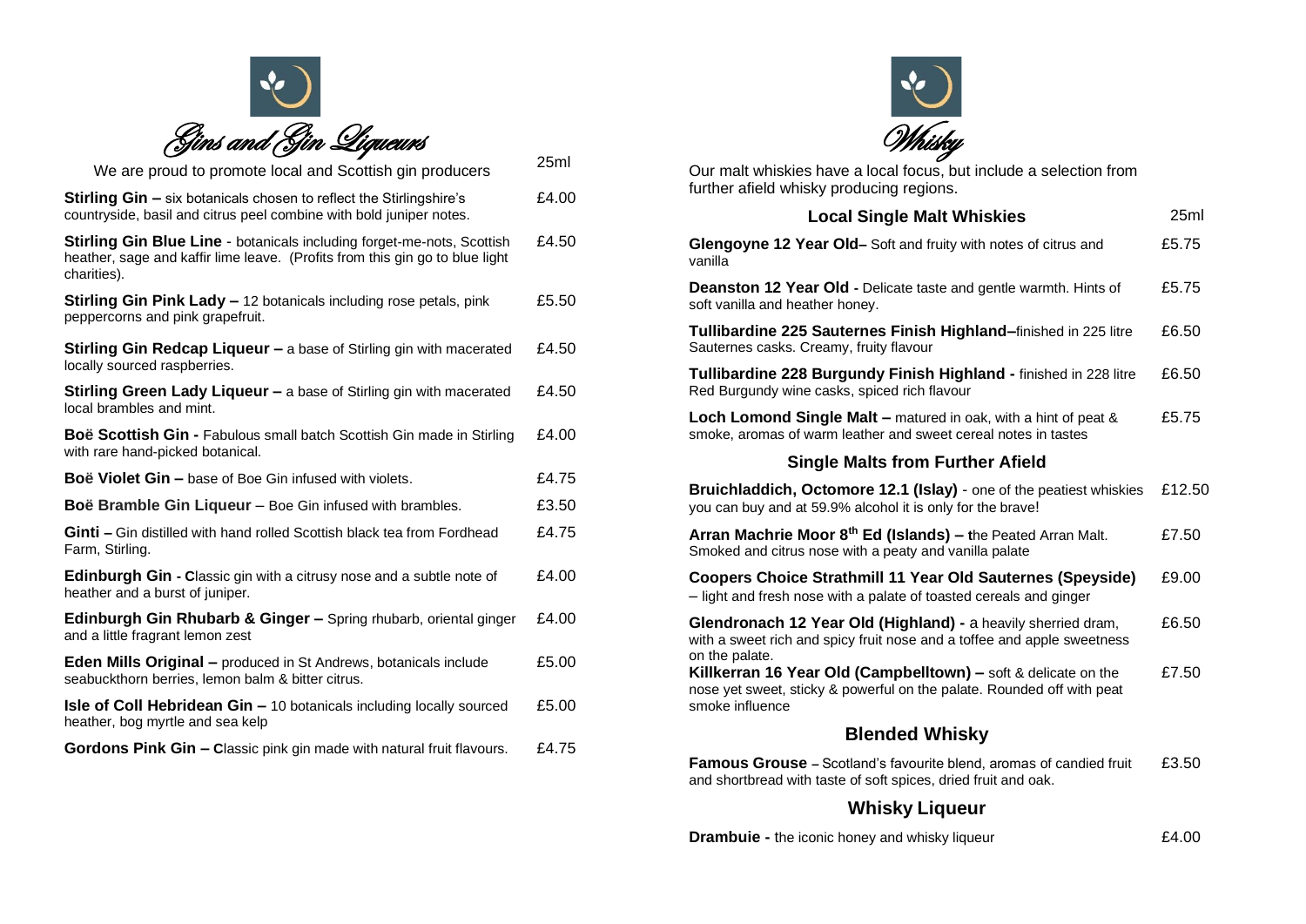# Gins and Gin Liqueurs

| We are proud to promote local and Scottish gin producers | 25ml |
| --- | --- |
| **Stirling Gin –** six botanicals chosen to reflect the Stirlingshire's countryside, basil and citrus peel combine with bold juniper notes. | £4.00 |
| **Stirling Gin Blue Line** - botanicals including forget-me-nots, Scottish heather, sage and kaffir lime leave. (Profits from this gin go to blue light charities). | £4.50 |
| **Stirling Gin Pink Lady –** 12 botanicals including rose petals, pink peppercorns and pink grapefruit. | £5.50 |
| **Stirling Gin Redcap Liqueur –** a base of Stirling gin with macerated locally sourced raspberries. | £4.50 |
| **Stirling Green Lady Liqueur –** a base of Stirling gin with macerated local brambles and mint. | £4.50 |
| **Boë Scottish Gin -** Fabulous small batch Scottish Gin made in Stirling with rare hand-picked botanical. | £4.00 |
| **Boë Violet Gin –** base of Boe Gin infused with violets. | £4.75 |
| **Boë Bramble Gin Liqueur** – Boe Gin infused with brambles. | £3.50 |
| **Ginti –** Gin distilled with hand rolled Scottish black tea from Fordhead Farm, Stirling. | £4.75 |
| **Edinburgh Gin -** Classic gin with a citrusy nose and a subtle note of heather and a burst of juniper. | £4.00 |
| **Edinburgh Gin Rhubarb & Ginger –** Spring rhubarb, oriental ginger and a little fragrant lemon zest | £4.00 |
| **Eden Mills Original –** produced in St Andrews, botanicals include seabuckthorn berries, lemon balm & bitter citrus. | £5.00 |
| **Isle of Coll Hebridean Gin –** 10 botanicals including locally sourced heather, bog myrtle and sea kelp | £5.00 |
| **Gordons Pink Gin – C**lassic pink gin made with natural fruit flavours. | £4.75 |

# Whisky

Our malt whiskies have a local focus, but include a selection from further afield whisky producing regions.

## Local Single Malt Whiskies

| | 25ml |
| --- | --- |
| **Glengoyne 12 Year Old–** Soft and fruity with notes of citrus and vanilla | £5.75 |
| **Deanston 12 Year Old -** Delicate taste and gentle warmth. Hints of soft vanilla and heather honey. | £5.75 |
| **Tullibardine 225 Sauternes Finish Highland–**finished in 225 litre Sauternes casks. Creamy, fruity flavour | £6.50 |
| **Tullibardine 228 Burgundy Finish Highland -** finished in 228 litre Red Burgundy wine casks, spiced rich flavour | £6.50 |
| **Loch Lomond Single Malt –** matured in oak, with a hint of peat & smoke, aromas of warm leather and sweet cereal notes in tastes | £5.75 |

## Single Malts from Further Afield

| | |
| --- | --- |
| **Bruichladdich, Octomore 12.1 (Islay)** - one of the peatiest whiskies you can buy and at 59.9% alcohol it is only for the brave! | £12.50 |
| **Arran Machrie Moor 8th Ed (Islands) – t**he Peated Arran Malt. Smoked and citrus nose with a peaty and vanilla palate | £7.50 |
| **Coopers Choice Strathmill 11 Year Old Sauternes (Speyside)** – light and fresh nose with a palate of toasted cereals and ginger | £9.00 |
| **Glendronach 12 Year Old (Highland) -** a heavily sherried dram, with a sweet rich and spicy fruit nose and a toffee and apple sweetness on the palate. | £6.50 |
| **Killkerran 16 Year Old (Campbelltown) –** soft & delicate on the nose yet sweet, sticky & powerful on the palate. Rounded off with peat smoke influence | £7.50 |

## Blended Whisky

| | |
| --- | --- |
| **Famous Grouse** – Scotland's favourite blend, aromas of candied fruit and shortbread with taste of soft spices, dried fruit and oak. | £3.50 |

## Whisky Liqueur

| | |
| --- | --- |
| **Drambuie -** the iconic honey and whisky liqueur | £4.00 |